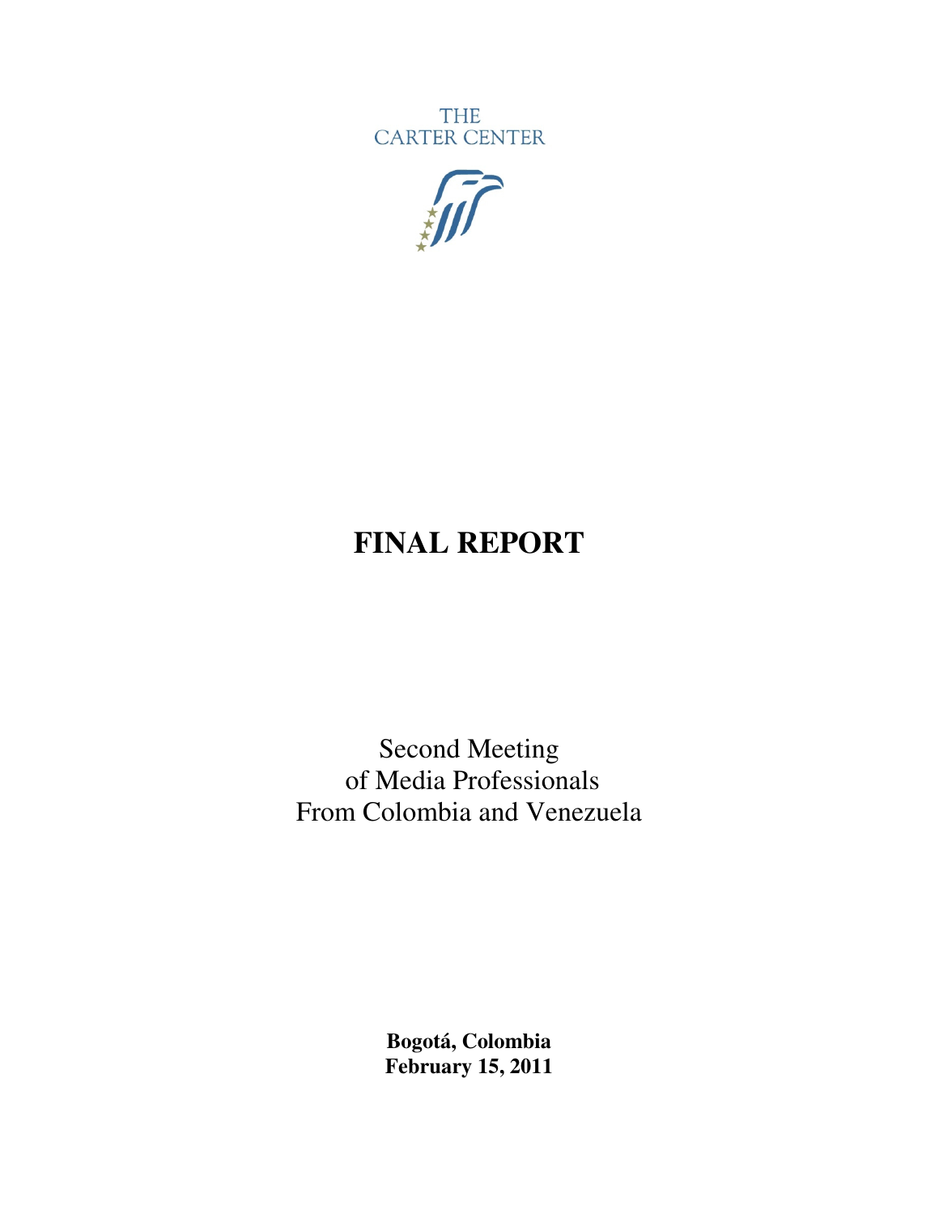THE CARTER CENTER

# FINAL REPORT

Second Meeting
of Media Professionals
From Colombia and Venezuela

**Bogotá, Colombia**
**February 15, 2011**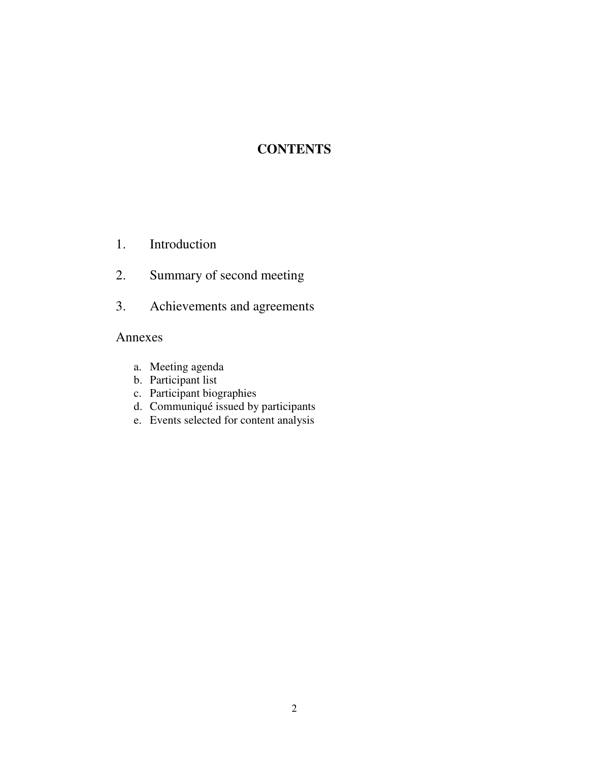# CONTENTS

1. Introduction
2. Summary of second meeting
3. Achievements and agreements

Annexes

a. Meeting agenda
b. Participant list
c. Participant biographies
d. Communiqué issued by participants
e. Events selected for content analysis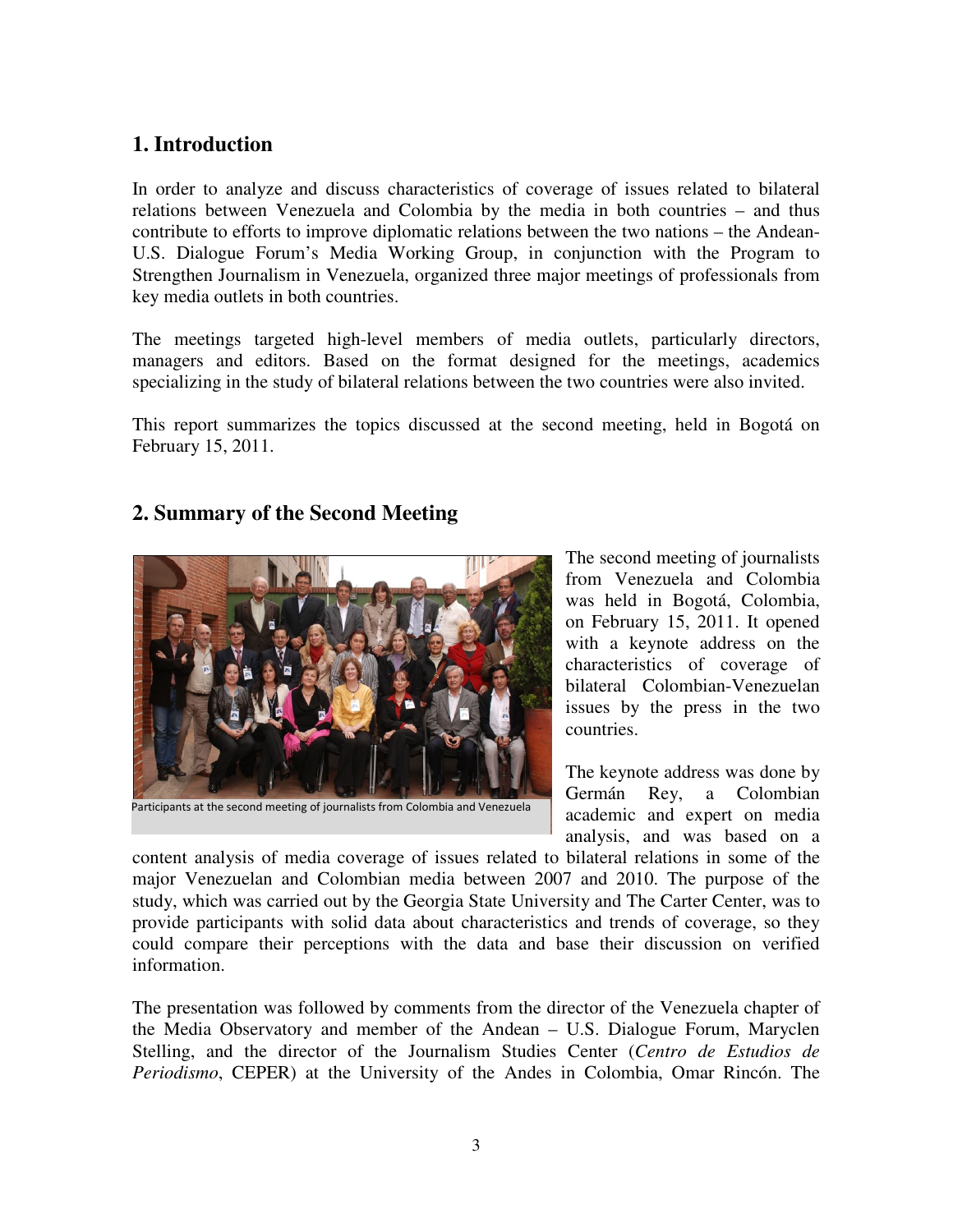# 1. Introduction

In order to analyze and discuss characteristics of coverage of issues related to bilateral relations between Venezuela and Colombia by the media in both countries – and thus contribute to efforts to improve diplomatic relations between the two nations – the Andean-U.S. Dialogue Forum's Media Working Group, in conjunction with the Program to Strengthen Journalism in Venezuela, organized three major meetings of professionals from key media outlets in both countries.

The meetings targeted high-level members of media outlets, particularly directors, managers and editors. Based on the format designed for the meetings, academics specializing in the study of bilateral relations between the two countries were also invited.

This report summarizes the topics discussed at the second meeting, held in Bogotá on February 15, 2011.

# 2. Summary of the Second Meeting

Participants at the second meeting of journalists from Colombia and Venezuela

The second meeting of journalists from Venezuela and Colombia was held in Bogotá, Colombia, on February 15, 2011. It opened with a keynote address on the characteristics of coverage of bilateral Colombian-Venezuelan issues by the press in the two countries.

The keynote address was done by Germán Rey, a Colombian academic and expert on media analysis, and was based on a content analysis of media coverage of issues related to bilateral relations in some of the major Venezuelan and Colombian media between 2007 and 2010. The purpose of the study, which was carried out by the Georgia State University and The Carter Center, was to provide participants with solid data about characteristics and trends of coverage, so they could compare their perceptions with the data and base their discussion verified information.

The presentation was followed by comments from the director of the Venezuela chapter of the Media Observatory and member of the Andean – U.S. Dialogue Forum, Maryclen Stelling, and the director of the Journalism Studies Center (*Centro de Estudios de Periodismo*, CEPER) at the University of the Andes in Colombia, Omar Rincón. The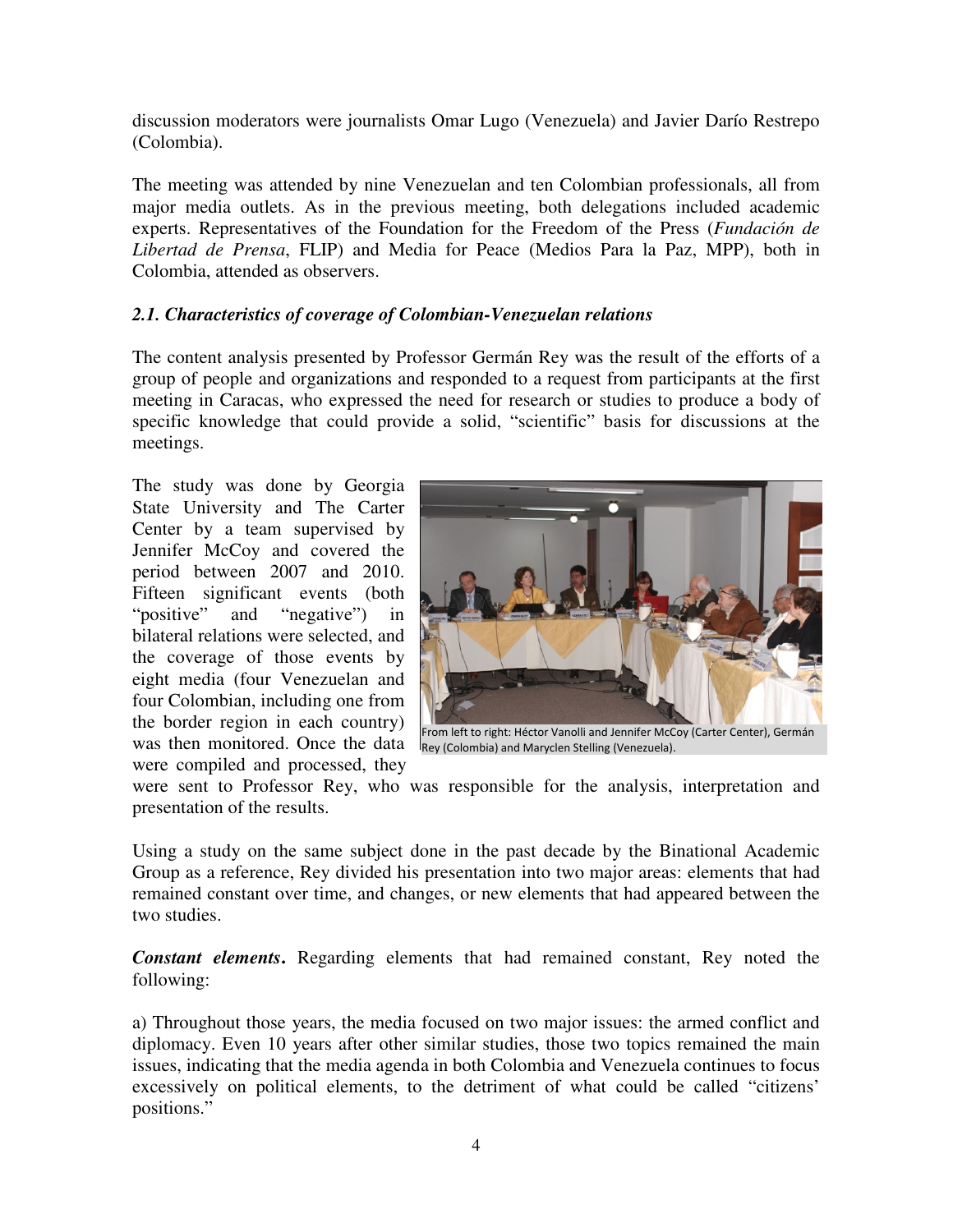discussion moderators were journalists Omar Lugo (Venezuela) and Javier Darío Restrepo (Colombia).

The meeting was attended by nine Venezuelan and ten Colombian professionals, all from major media outlets. As in the previous meeting, both delegations included academic experts. Representatives of the Foundation for the Freedom of the Press (*Fundación de Libertad de Prensa*, FLIP) and Media for Peace (Medios Para la Paz, MPP), both in Colombia, attended as observers.

### *2.1. Characteristics of coverage of Colombian-Venezuelan relations*

The content analysis presented by Professor Germán Rey was the result of the efforts of a group of people and organizations and responded to a request from participants at the first meeting in Caracas, who expressed the need for research or studies to produce a body of specific knowledge that could provide a solid, "scientific" basis for discussions at the meetings.

The study was done by Georgia State University and The Carter Center by a team supervised by Jennifer McCoy and covered the period between 2007 and 2010. Fifteen significant events (both "positive" and "negative") in bilateral relations were selected, and the coverage of those events by eight media (four Venezuelan and four Colombian, including one from the border region in each country) was then monitored. Once the data were compiled and processed, they were sent to Professor Rey, who was responsible for the analysis, interpretation and presentation of the results.

From left to right: Héctor Vanolli and Jennifer McCoy (Carter Center), Germán Rey (Colombia) and Maryclen Stelling (Venezuela).

Using a study on the same subject done in the past decade by the Binational Academic Group as a reference, Rey divided his presentation into two major areas: elements that had remained constant over time, and changes, or new elements that had appeared between the two studies.

***Constant elements*.** Regarding elements that had remained constant, Rey noted the following:

a) Throughout those years, the media focused on two major issues: the armed conflict and diplomacy. Even 10 years after other similar studies, those two topics remained the main issues, indicating that the media agenda in both Colombia and Venezuela continues to focus excessively on political elements, to the detriment of what could be called "citizens' positions."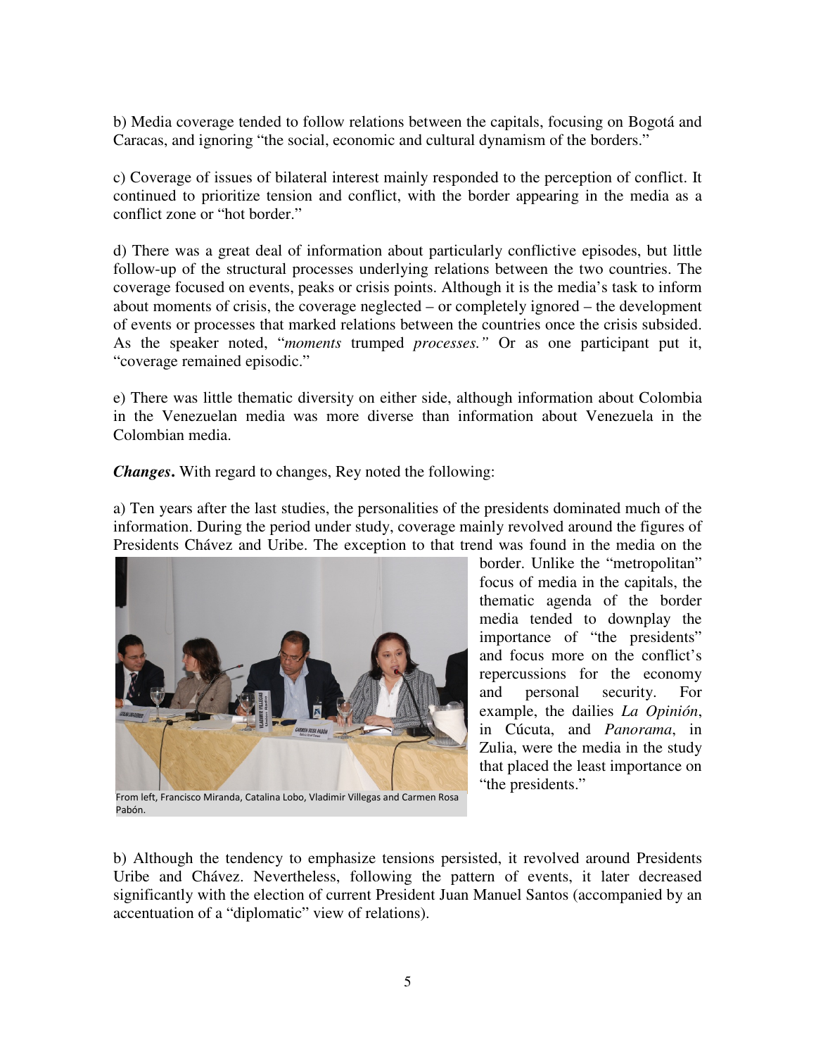b) Media coverage tended to follow relations between the capitals, focusing on Bogotá and Caracas, and ignoring "the social, economic and cultural dynamism of the borders."

c) Coverage of issues of bilateral interest mainly responded to the perception of conflict. It continued to prioritize tension and conflict, with the border appearing in the media as a conflict zone or "hot border."

d) There was a great deal of information about particularly conflictive episodes, but little follow-up of the structural processes underlying relations between the two countries. The coverage focused on events, peaks or crisis points. Although it is the media's task to inform about moments of crisis, the coverage neglected – or completely ignored – the development of events or processes that marked relations between the countries once the crisis subsided. As the speaker noted, "*moments* trumped *processes.*" Or as one participant put it, "coverage remained episodic."

e) There was little thematic diversity on either side, although information about Colombia in the Venezuelan media was more diverse than information about Venezuela in the Colombian media.

***Changes*.** With regard to changes, Rey noted the following:

a) Ten years after the last studies, the personalities of the presidents dominated much of the information. During the period under study, coverage mainly revolved around the figures of Presidents Chávez and Uribe. The exception to that trend was found in the media on the border. Unlike the "metropolitan" focus of media in the capitals, the thematic agenda of the border media tended to downplay the importance of "the presidents" and focus more on the conflict's repercussions for the economy and personal security. For example, the dailies *La Opinión*, in Cúcuta, and *Panorama*, in Zulia, were the media in the study that placed the least importance on "the presidents."

From left, Francisco Miranda, Catalina Lobo, Vladimir Villegas and Carmen Rosa Pabón.

b) Although the tendency to emphasize tensions persisted, it revolved around Presidents Uribe and Chávez. Nevertheless, following the pattern of events, it later decreased significantly with the election of current President Juan Manuel Santos (accompanied by an accentuation of a "diplomatic" view of relations).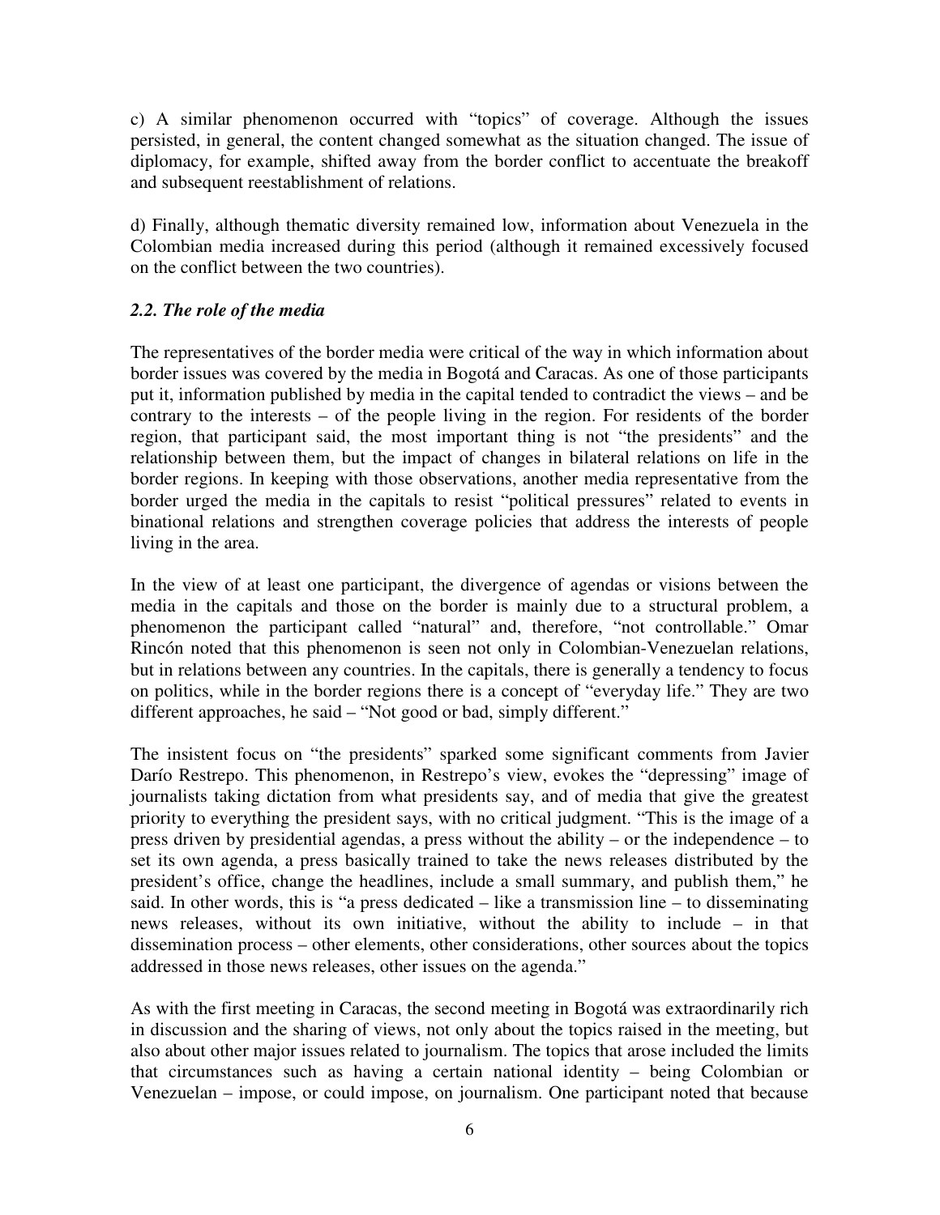c) A similar phenomenon occurred with "topics" of coverage. Although the issues persisted, in general, the content changed somewhat as the situation changed. The issue of diplomacy, for example, shifted away from the border conflict to accentuate the breakoff and subsequent reestablishment of relations.

d) Finally, although thematic diversity remained low, information about Venezuela in the Colombian media increased during this period (although it remained excessively focused on the conflict between the two countries).

### *2.2. The role of the media*

The representatives of the border media were critical of the way in which information about border issues was covered by the media in Bogotá and Caracas. As one of those participants put it, information published by media in the capital tended to contradict the views – and be contrary to the interests – of the people living in the region. For residents of the border region, that participant said, the most important thing is not "the presidents" and the relationship between them, but the impact of changes in bilateral relations on life in the border regions. In keeping with those observations, another media representative from the border urged the media in the capitals to resist "political pressures" related to events in binational relations and strengthen coverage policies that address the interests of people living in the area.

In the view of at least one participant, the divergence of agendas or visions between the media in the capitals and those on the border is mainly due to a structural problem, a phenomenon the participant called "natural" and, therefore, "not controllable." Omar Rincón noted that this phenomenon is seen not only in Colombian-Venezuelan relations, but in relations between any countries. In the capitals, there is generally a tendency to focus on politics, while in the border regions there is a concept of "everyday life." They are two different approaches, he said – "Not good or bad, simply different."

The insistent focus on "the presidents" sparked some significant comments from Javier Darío Restrepo. This phenomenon, in Restrepo's view, evokes the "depressing" image of journalists taking dictation from what presidents say, and of media that give the greatest priority to everything the president says, with no critical judgment. "This is the image of a press driven by presidential agendas, a press without the ability – or the independence – to set its own agenda, a press basically trained to take the news releases distributed by the president's office, change the headlines, include a small summary, and publish them," he said. In other words, this is "a press dedicated – like a transmission line – to disseminating news releases, without its own initiative, without the ability to include – in that dissemination process – other elements, other considerations, other sources about the topics addressed in those news releases, other issues on the agenda."

As with the first meeting in Caracas, the second meeting in Bogotá was extraordinarily rich in discussion and the sharing of views, not only about the topics raised in the meeting, but also about other major issues related to journalism. The topics that arose included the limits that circumstances such as having a certain national identity – being Colombian or Venezuelan – impose, or could impose, on journalism. One participant noted that because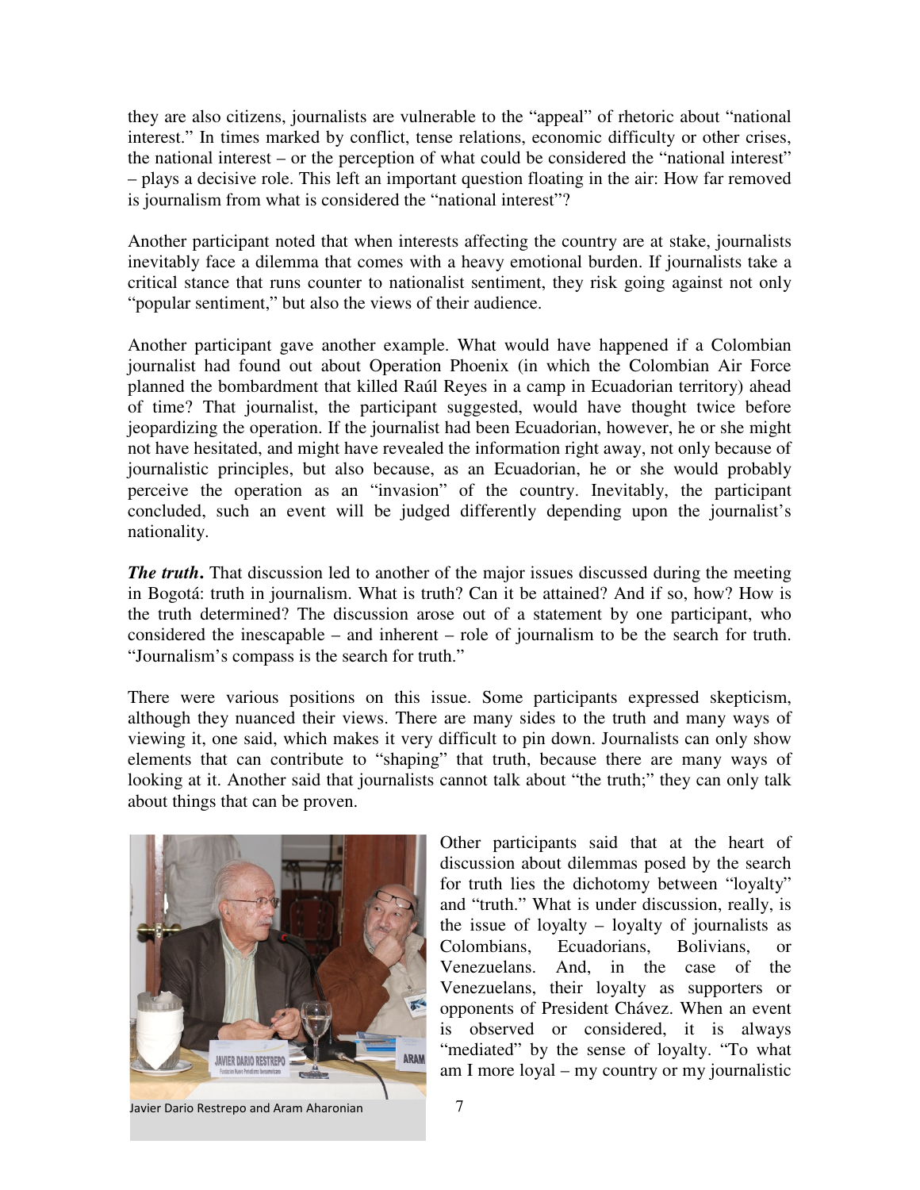they are also citizens, journalists are vulnerable to the "appeal" of rhetoric about "national interest." In times marked by conflict, tense relations, economic difficulty or other crises, the national interest – or the perception of what could be considered the "national interest" – plays a decisive role. This left an important question floating in the air: How far removed is journalism from what is considered the "national interest"?

Another participant noted that when interests affecting the country are at stake, journalists inevitably face a dilemma that comes with a heavy emotional burden. If journalists take a critical stance that runs counter to nationalist sentiment, they risk going against not only "popular sentiment," but also the views of their audience.

Another participant gave another example. What would have happened if a Colombian journalist had found out about Operation Phoenix (in which the Colombian Air Force planned the bombardment that killed Raúl Reyes in a camp in Ecuadorian territory) ahead of time? That journalist, the participant suggested, would have thought twice before jeopardizing the operation. If the journalist had been Ecuadorian, however, he or she might not have hesitated, and might have revealed the information right away, not only because of journalistic principles, but also because, as an Ecuadorian, he or she would probably perceive the operation as an "invasion" of the country. Inevitably, the participant concluded, such an event will be judged differently depending upon the journalist's nationality.

***The truth*.** That discussion led to another of the major issues discussed during the meeting in Bogotá: truth in journalism. What is truth? Can it be attained? And if so, how? How is the truth determined? The discussion arose out of a statement by one participant, who considered the inescapable – and inherent – role of journalism to be the search for truth. "Journalism's compass is the search for truth."

There were various positions on this issue. Some participants expressed skepticism, although they nuanced their views. There are many sides to the truth and many ways of viewing it, one said, which makes it very difficult to pin down. Journalists can only show elements that can contribute to "shaping" that truth, because there are many ways of looking at it. Another said that journalists cannot talk about "the truth;" they can only talk about things that can be proven.

Javier Dario Restrepo and Aram Aharonian

Other participants said that at the heart of discussion about dilemmas posed by the search for truth lies the dichotomy between "loyalty" and "truth." What is under discussion, really, is the issue of loyalty – loyalty of journalists as Colombians, Ecuadorians, Bolivians, or Venezuelans. And, in the case of the Venezuelans, their loyalty as supporters or opponents of President Chávez. When an event is observed or considered, it is always "mediated" by the sense of loyalty. "To what am I more loyal – my country or my journalistic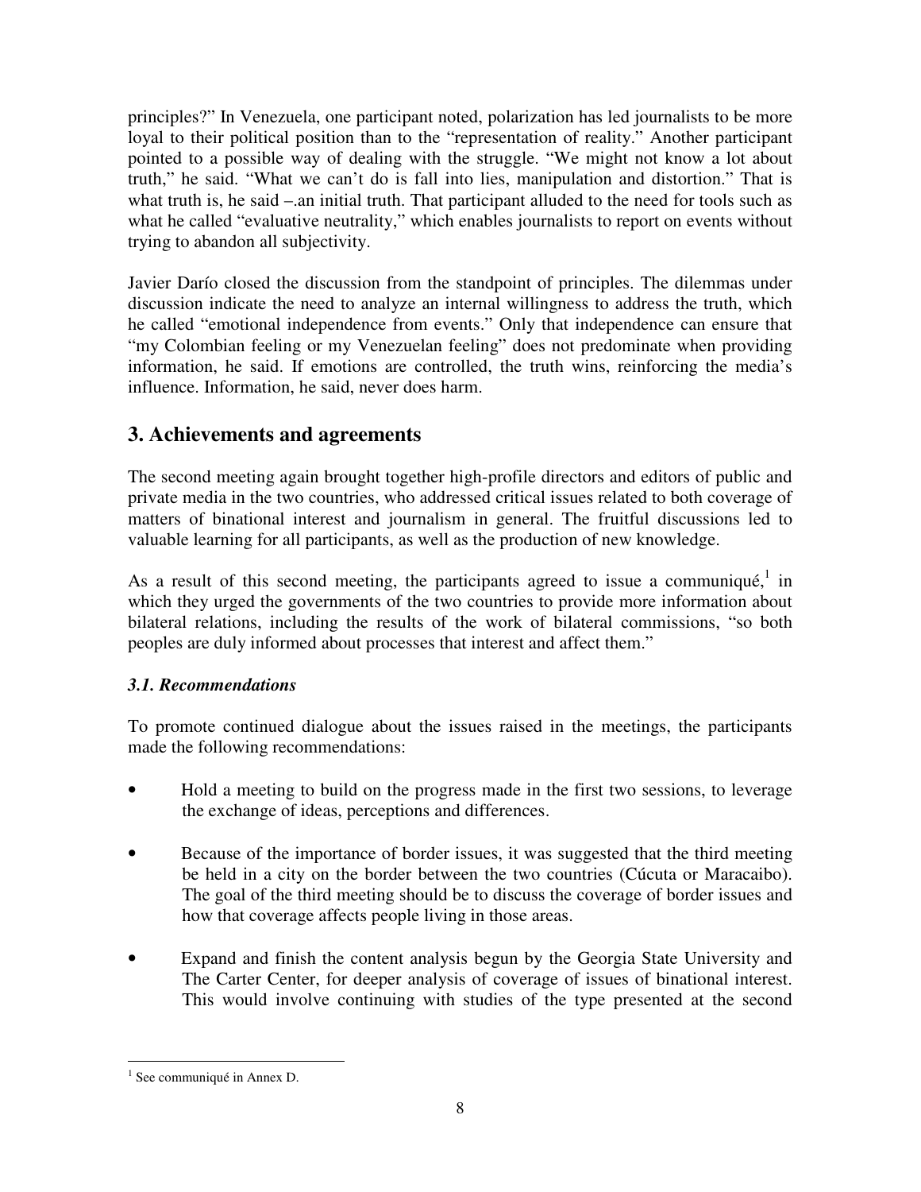principles?" In Venezuela, one participant noted, polarization has led journalists to be more loyal to their political position than to the "representation of reality." Another participant pointed to a possible way of dealing with the struggle. "We might not know a lot about truth," he said. "What we can't do is fall into lies, manipulation and distortion." That is what truth is, he said –.an initial truth. That participant alluded to the need for tools such as what he called "evaluative neutrality," which enables journalists to report on events without trying to abandon all subjectivity.

Javier Darío closed the discussion from the standpoint of principles. The dilemmas under discussion indicate the need to analyze an internal willingness to address the truth, which he called "emotional independence from events." Only that independence can ensure that "my Colombian feeling or my Venezuelan feeling" does not predominate when providing information, he said. If emotions are controlled, the truth wins, reinforcing the media's influence. Information, he said, never does harm.

## 3. Achievements and agreements

The second meeting again brought together high-profile directors and editors of public and private media in the two countries, who addressed critical issues related to both coverage of matters of binational interest and journalism in general. The fruitful discussions led to valuable learning for all participants, as well as the production of new knowledge.

As a result of this second meeting, the participants agreed to issue a communiqué,[1] in which they urged the governments of the two countries to provide more information about bilateral relations, including the results of the work of bilateral commissions, "so both peoples are duly informed about processes that interest and affect them."

### *3.1. Recommendations*

To promote continued dialogue about the issues raised in the meetings, the participants made the following recommendations:

- Hold a meeting to build on the progress made in the first two sessions, to leverage the exchange of ideas, perceptions and differences.
- Because of the importance of border issues, it was suggested that the third meeting be held in a city on the border between the two countries (Cúcuta or Maracaibo). The goal of the third meeting should be to discuss the coverage of border issues and how that coverage affects people living in those areas.
- Expand and finish the content analysis begun by the Georgia State University and The Carter Center, for deeper analysis of coverage of issues of binational interest. This would involve continuing with studies of the type presented at the second

[1] See communiqué in Annex D.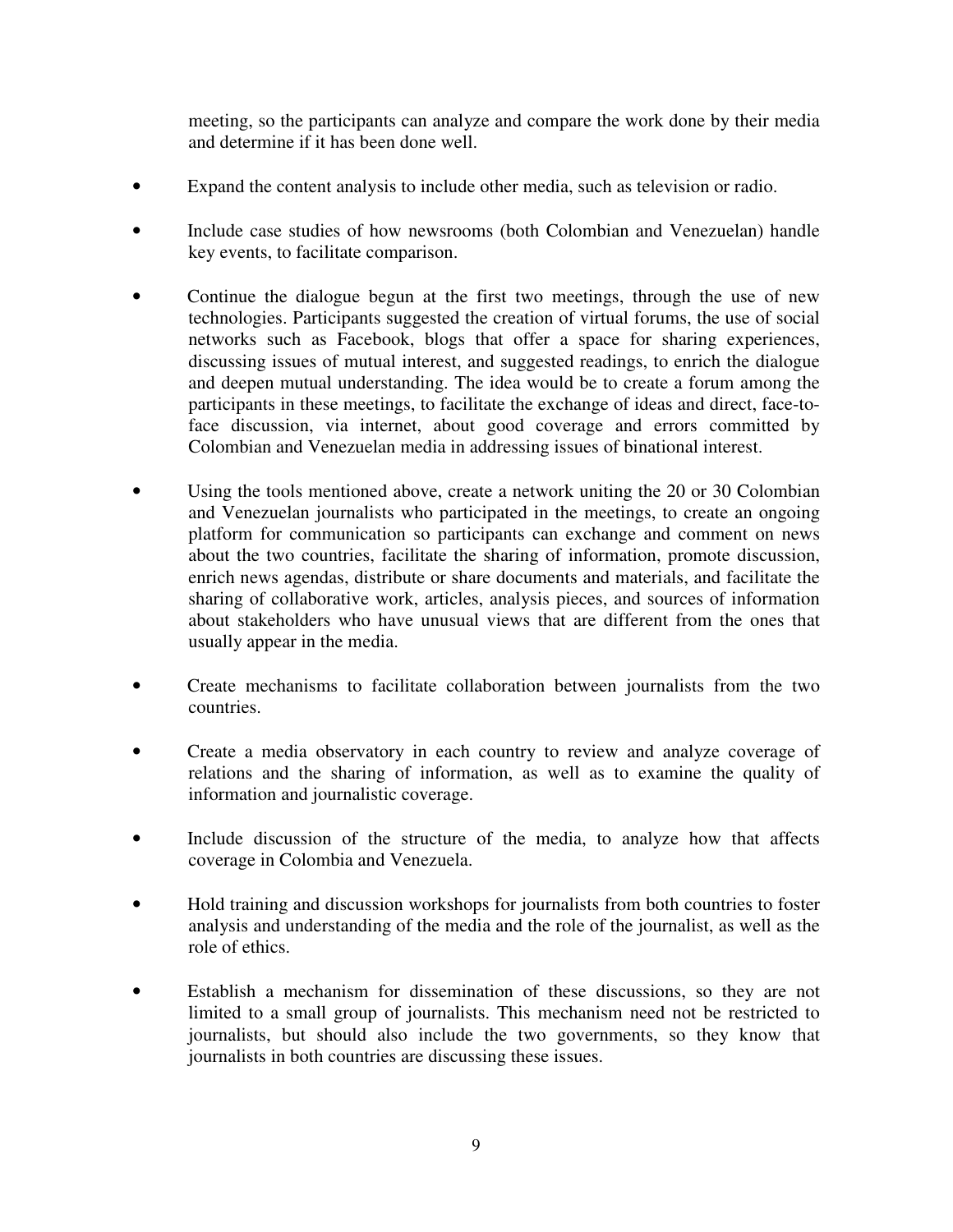meeting, so the participants can analyze and compare the work done by their media and determine if it has been done well.

- Expand the content analysis to include other media, such as television or radio.
- Include case studies of how newsrooms (both Colombian and Venezuelan) handle key events, to facilitate comparison.
- Continue the dialogue begun at the first two meetings, through the use of new technologies. Participants suggested the creation of virtual forums, the use of social networks such as Facebook, blogs that offer a space for sharing experiences, discussing issues of mutual interest, and suggested readings, to enrich the dialogue and deepen mutual understanding. The idea would be to create a forum among the participants in these meetings, to facilitate the exchange of ideas and direct, face-to-face discussion, via internet, about good coverage and errors committed by Colombian and Venezuelan media in addressing issues of binational interest.
- Using the tools mentioned above, create a network uniting the 20 or 30 Colombian and Venezuelan journalists who participated in the meetings, to create an ongoing platform for communication so participants can exchange and comment on news about the two countries, facilitate the sharing of information, promote discussion, enrich news agendas, distribute or share documents and materials, and facilitate the sharing of collaborative work, articles, analysis pieces, and sources of information about stakeholders who have unusual views that are different from the ones that usually appear in the media.
- Create mechanisms to facilitate collaboration between journalists from the two countries.
- Create a media observatory in each country to review and analyze coverage of relations and the sharing of information, as well as to examine the quality of information and journalistic coverage.
- Include discussion of the structure of the media, to analyze how that affects coverage in Colombia and Venezuela.
- Hold training and discussion workshops for journalists from both countries to foster analysis and understanding of the media and the role of the journalist, as well as the role of ethics.
- Establish a mechanism for dissemination of these discussions, so they are not limited to a small group of journalists. This mechanism need not be restricted to journalists, but should also include the two governments, so they know that journalists in both countries are discussing these issues.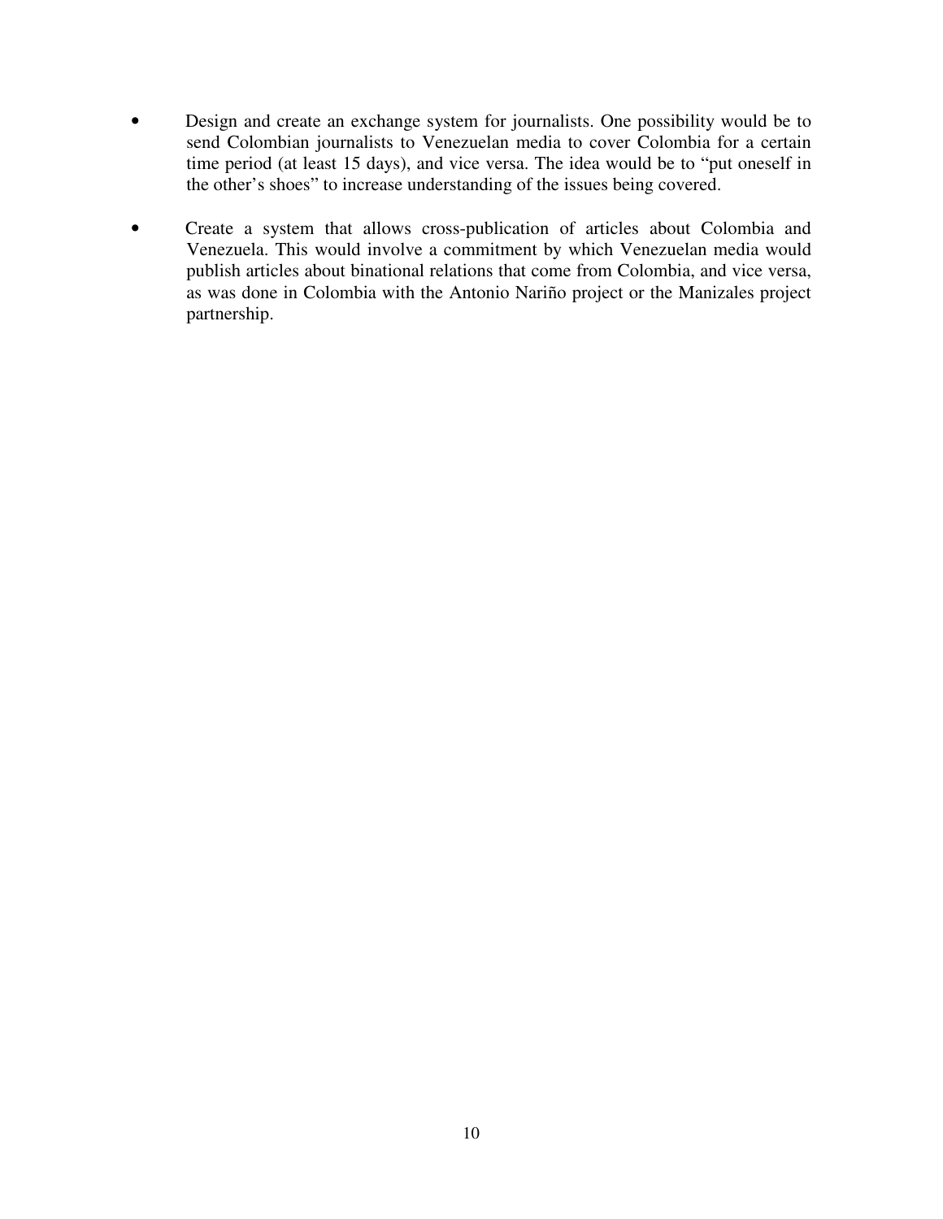- Design and create an exchange system for journalists. One possibility would be to send Colombian journalists to Venezuelan media to cover Colombia for a certain time period (at least 15 days), and vice versa. The idea would be to "put oneself in the other's shoes" to increase understanding of the issues being covered.

- Create a system that allows cross-publication of articles about Colombia and Venezuela. This would involve a commitment by which Venezuelan media would publish articles about binational relations that come from Colombia, and vice versa, as was done in Colombia with the Antonio Nariño project or the Manizales project partnership.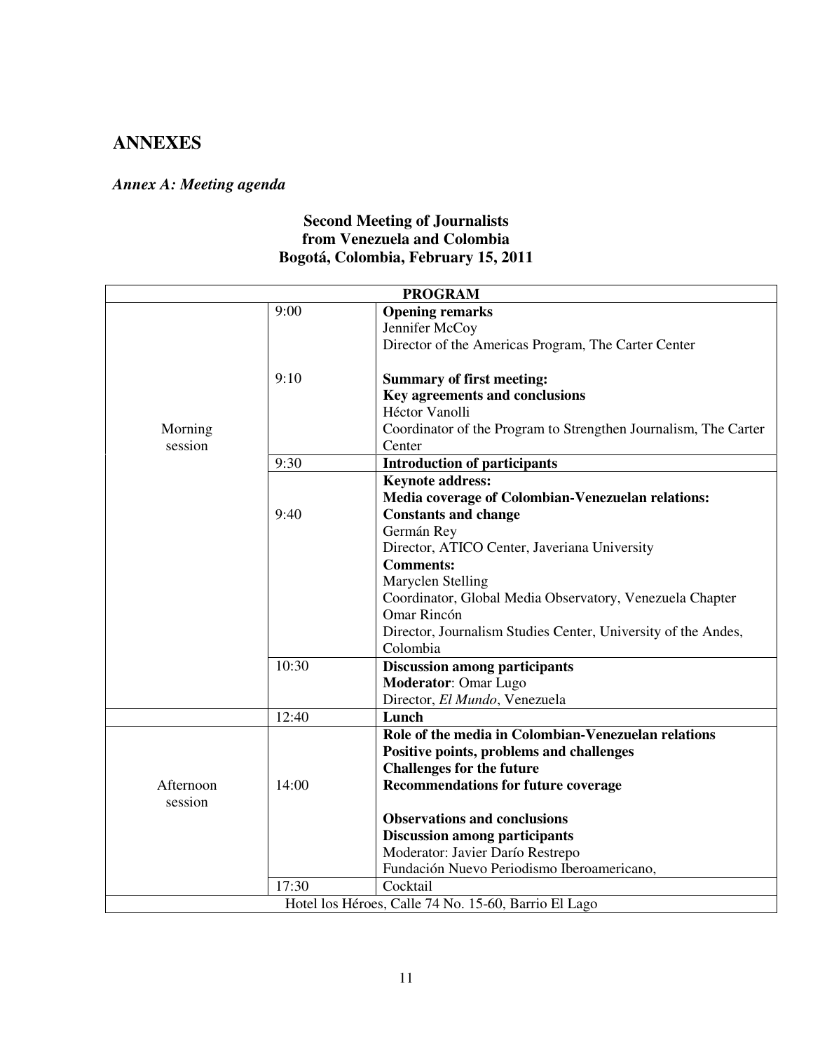# ANNEXES

## *Annex A: Meeting agenda*

### Second Meeting of Journalists from Venezuela and Colombia Bogotá, Colombia, February 15, 2011

| PROGRAM | | |
|---|---|---|
| Morning session | 9:00 | **Opening remarks**<br>Jennifer McCoy<br>Director of the Americas Program, The Carter Center |
| | 9:10 | **Summary of first meeting:**<br>**Key agreements and conclusions**<br>Héctor Vanolli<br>Coordinator of the Program to Strengthen Journalism, The Carter Center |
| | 9:30 | **Introduction of participants** |
| | 9:40 | **Keynote address:**<br>**Media coverage of Colombian-Venezuelan relations:**<br>**Constants and change**<br>Germán Rey<br>Director, ATICO Center, Javeriana University<br>**Comments:**<br>Maryclen Stelling<br>Coordinator, Global Media Observatory, Venezuela Chapter<br>Omar Rincón<br>Director, Journalism Studies Center, University of the Andes, Colombia |
| | 10:30 | **Discussion among participants**<br>**Moderator**: Omar Lugo<br>Director, *El Mundo*, Venezuela |
| | 12:40 | **Lunch** |
| Afternoon session | 14:00 | **Role of the media in Colombian-Venezuelan relations**<br>**Positive points, problems and challenges**<br>**Challenges for the future**<br>**Recommendations for future coverage**<br><br>**Observations and conclusions**<br>**Discussion among participants**<br>Moderator: Javier Darío Restrepo<br>Fundación Nuevo Periodismo Iberoamericano, |
| | 17:30 | Cocktail |
| Hotel los Héroes, Calle 74 No. 15-60, Barrio El Lago | | |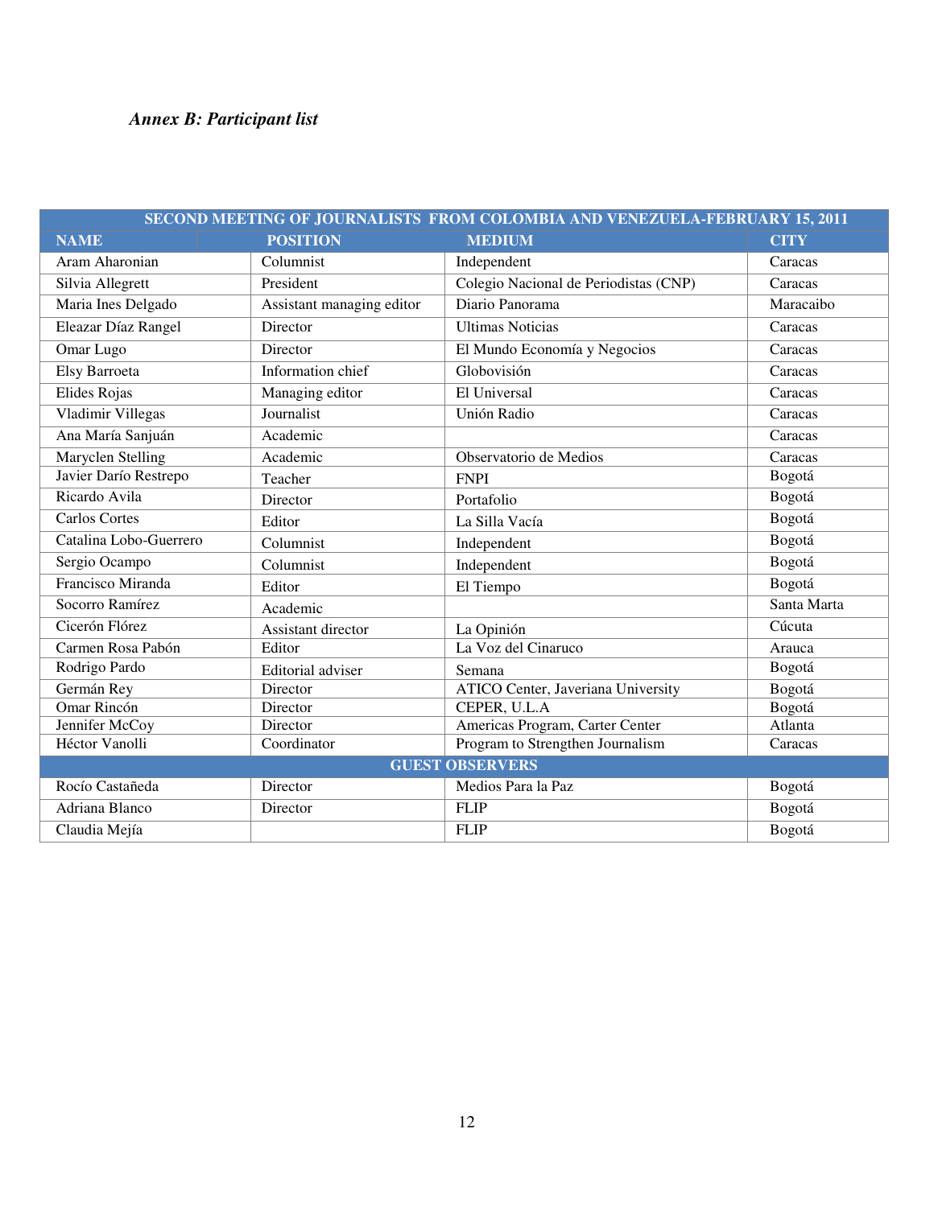*Annex B: Participant list*

| SECOND MEETING OF JOURNALISTS FROM COLOMBIA AND VENEZUELA-FEBRUARY 15, 2011 | | | |
|---|---|---|---|
| **NAME** | **POSITION** | **MEDIUM** | **CITY** |
| Aram Aharonian | Columnist | Independent | Caracas |
| Silvia Allegrett | President | Colegio Nacional de Periodistas (CNP) | Caracas |
| Maria Ines Delgado | Assistant managing editor | Diario Panorama | Maracaibo |
| Eleazar Díaz Rangel | Director | Ultimas Noticias | Caracas |
| Omar Lugo | Director | El Mundo Economía y Negocios | Caracas |
| Elsy Barroeta | Information chief | Globovisión | Caracas |
| Elides Rojas | Managing editor | El Universal | Caracas |
| Vladimir Villegas | Journalist | Unión Radio | Caracas |
| Ana María Sanjuán | Academic | | Caracas |
| Maryclen Stelling | Academic | Observatorio de Medios | Caracas |
| Javier Darío Restrepo | Teacher | FNPI | Bogotá |
| Ricardo Avila | Director | Portafolio | Bogotá |
| Carlos Cortes | Editor | La Silla Vacía | Bogotá |
| Catalina Lobo-Guerrero | Columnist | Independent | Bogotá |
| Sergio Ocampo | Columnist | Independent | Bogotá |
| Francisco Miranda | Editor | El Tiempo | Bogotá |
| Socorro Ramírez | Academic | | Santa Marta |
| Cicerón Flórez | Assistant director | La Opinión | Cúcuta |
| Carmen Rosa Pabón | Editor | La Voz del Cinaruco | Arauca |
| Rodrigo Pardo | Editorial adviser | Semana | Bogotá |
| Germán Rey | Director | ATICO Center, Javeriana University | Bogotá |
| Omar Rincón | Director | CEPER, U.L.A | Bogotá |
| Jennifer McCoy | Director | Americas Program, Carter Center | Atlanta |
| Héctor Vanolli | Coordinator | Program to Strengthen Journalism | Caracas |
| **GUEST OBSERVERS** | | | |
| Rocío Castañeda | Director | Medios Para la Paz | Bogotá |
| Adriana Blanco | Director | FLIP | Bogotá |
| Claudia Mejía | | FLIP | Bogotá |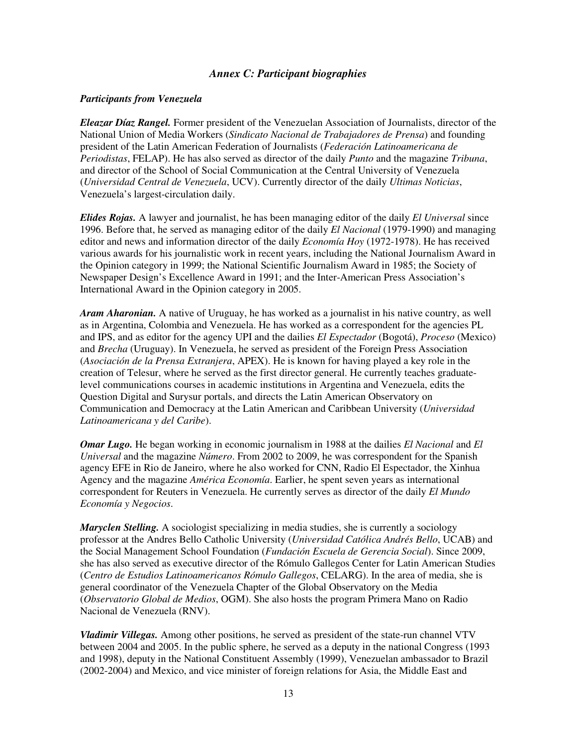## *Annex C: Participant biographies*

### *Participants from Venezuela*

***Eleazar Díaz Rangel.*** Former president of the Venezuelan Association of Journalists, director of the National Union of Media Workers (*Sindicato Nacional de Trabajadores de Prensa*) and founding president of the Latin American Federation of Journalists (*Federación Latinoamericana de Periodistas*, FELAP). He has also served as director of the daily *Punto* and the magazine *Tribuna*, and director of the School of Social Communication at the Central University of Venezuela (*Universidad Central de Venezuela*, UCV). Currently director of the daily *Ultimas Noticias*, Venezuela's largest-circulation daily.

***Elides Rojas.*** A lawyer and journalist, he has been managing editor of the daily *El Universal* since 1996. Before that, he served as managing editor of the daily *El Nacional* (1979-1990) and managing editor and news and information director of the daily *Economía Hoy* (1972-1978). He has received various awards for his journalistic work in recent years, including the National Journalism Award in the Opinion category in 1999; the National Scientific Journalism Award in 1985; the Society of Newspaper Design's Excellence Award in 1991; and the Inter-American Press Association's International Award in the Opinion category in 2005.

***Aram Aharonian.*** A native of Uruguay, he has worked as a journalist in his native country, as well as in Argentina, Colombia and Venezuela. He has worked as a correspondent for the agencies PL and IPS, and as editor for the agency UPI and the dailies *El Espectador* (Bogotá), *Proceso* (Mexico) and *Brecha* (Uruguay). In Venezuela, he served as president of the Foreign Press Association (*Asociación de la Prensa Extranjera*, APEX). He is known for having played a key role in the creation of Telesur, where he served as the first director general. He currently teaches graduate-level communications courses in academic institutions in Argentina and Venezuela, edits the Question Digital and Surysur portals, and directs the Latin American Observatory on Communication and Democracy at the Latin American and Caribbean University (*Universidad Latinoamericana y del Caribe*).

***Omar Lugo.*** He began working in economic journalism in 1988 at the dailies *El Nacional* and *El Universal* and the magazine *Número*. From 2002 to 2009, he was correspondent for the Spanish agency EFE in Rio de Janeiro, where he also worked for CNN, Radio El Espectador, the Xinhua Agency and the magazine *América Economía*. Earlier, he spent seven years as international correspondent for Reuters in Venezuela. He currently serves as director of the daily *El Mundo Economía y Negocios*.

***Maryclen Stelling.*** A sociologist specializing in media studies, she is currently a sociology professor at the Andres Bello Catholic University (*Universidad Católica Andrés Bello*, UCAB) and the Social Management School Foundation (*Fundación Escuela de Gerencia Social*). Since 2009, she has also served as executive director of the Rómulo Gallegos Center for Latin American Studies (*Centro de Estudios Latinoamericanos Rómulo Gallegos*, CELARG). In the area of media, she is general coordinator of the Venezuela Chapter of the Global Observatory on the Media (*Observatorio Global de Medios*, OGM). She also hosts the program Primera Mano on Radio Nacional de Venezuela (RNV).

***Vladimir Villegas.*** Among other positions, he served as president of the state-run channel VTV between 2004 and 2005. In the public sphere, he served as a deputy in the national Congress (1993 and 1998), deputy in the National Constituent Assembly (1999), Venezuelan ambassador to Brazil (2002-2004) and Mexico, and vice minister of foreign relations for Asia, the Middle East and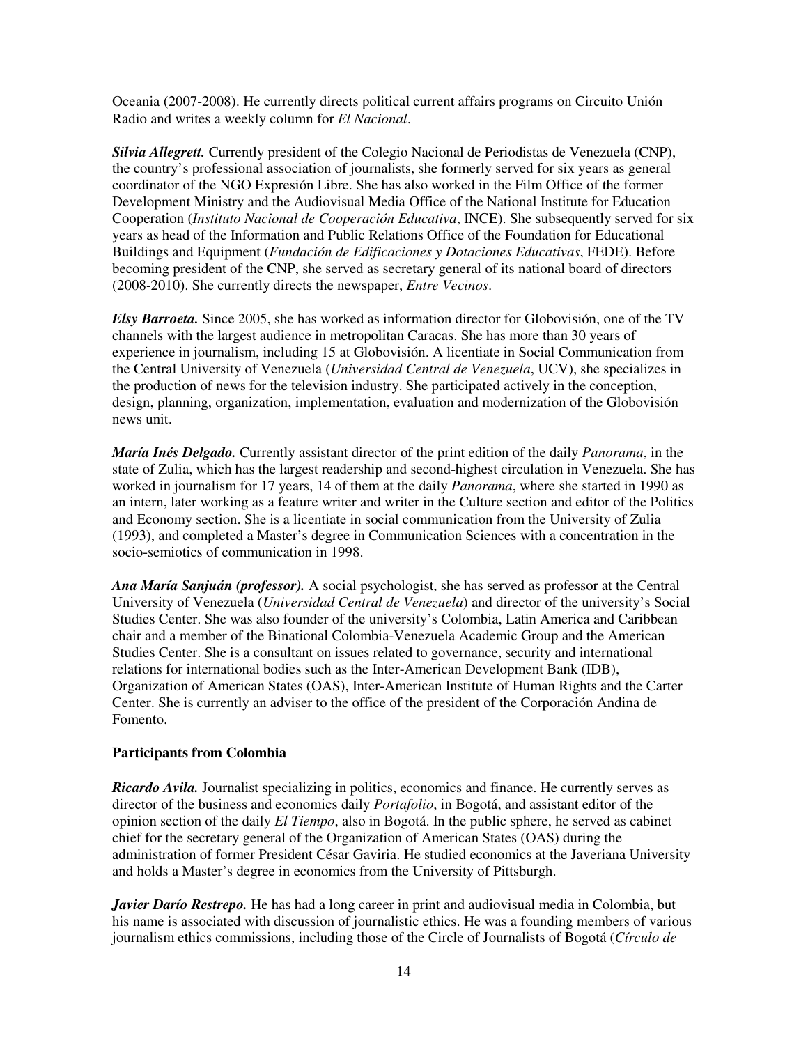Oceania (2007-2008). He currently directs political current affairs programs on Circuito Unión Radio and writes a weekly column for *El Nacional*.

***Silvia Allegrett.*** Currently president of the Colegio Nacional de Periodistas de Venezuela (CNP), the country's professional association of journalists, she formerly served for six years as general coordinator of the NGO Expresión Libre. She has also worked in the Film Office of the former Development Ministry and the Audiovisual Media Office of the National Institute for Education Cooperation (*Instituto Nacional de Cooperación Educativa*, INCE). She subsequently served for six years as head of the Information and Public Relations Office of the Foundation for Educational Buildings and Equipment (*Fundación de Edificaciones y Dotaciones Educativas*, FEDE). Before becoming president of the CNP, she served as secretary general of its national board of directors (2008-2010). She currently directs the newspaper, *Entre Vecinos*.

***Elsy Barroeta.*** Since 2005, she has worked as information director for Globovisión, one of the TV channels with the largest audience in metropolitan Caracas. She has more than 30 years of experience in journalism, including 15 at Globovisión. A licentiate in Social Communication from the Central University of Venezuela (*Universidad Central de Venezuela*, UCV), she specializes in the production of news for the television industry. She participated actively in the conception, design, planning, organization, implementation, evaluation and modernization of the Globovisión news unit.

***María Inés Delgado.*** Currently assistant director of the print edition of the daily *Panorama*, in the state of Zulia, which has the largest readership and second-highest circulation in Venezuela. She has worked in journalism for 17 years, 14 of them at the daily *Panorama*, where she started in 1990 as an intern, later working as a feature writer and writer in the Culture section and editor of the Politics and Economy section. She is a licentiate in social communication from the University of Zulia (1993), and completed a Master's degree in Communication Sciences with a concentration in the socio-semiotics of communication in 1998.

***Ana María Sanjuán (professor).*** A social psychologist, she has served as professor at the Central University of Venezuela (*Universidad Central de Venezuela*) and director of the university's Social Studies Center. She was also founder of the university's Colombia, Latin America and Caribbean chair and a member of the Binational Colombia-Venezuela Academic Group and the American Studies Center. She is a consultant on issues related to governance, security and international relations for international bodies such as the Inter-American Development Bank (IDB), Organization of American States (OAS), Inter-American Institute of Human Rights and the Carter Center. She is currently an adviser to the office of the president of the Corporación Andina de Fomento.

**Participants from Colombia**

***Ricardo Avila.*** Journalist specializing in politics, economics and finance. He currently serves as director of the business and economics daily *Portafolio*, in Bogotá, and assistant editor of the opinion section of the daily *El Tiempo*, also in Bogotá. In the public sphere, he served as cabinet chief for the secretary general of the Organization of American States (OAS) during the administration of former President César Gaviria. He studied economics at the Javeriana University and holds a Master's degree in economics from the University of Pittsburgh.

***Javier Darío Restrepo.*** He has had a long career in print and audiovisual media in Colombia, but his name is associated with discussion of journalistic ethics. He was a founding members of various journalism ethics commissions, including those of the Circle of Journalists of Bogotá (*Círculo de*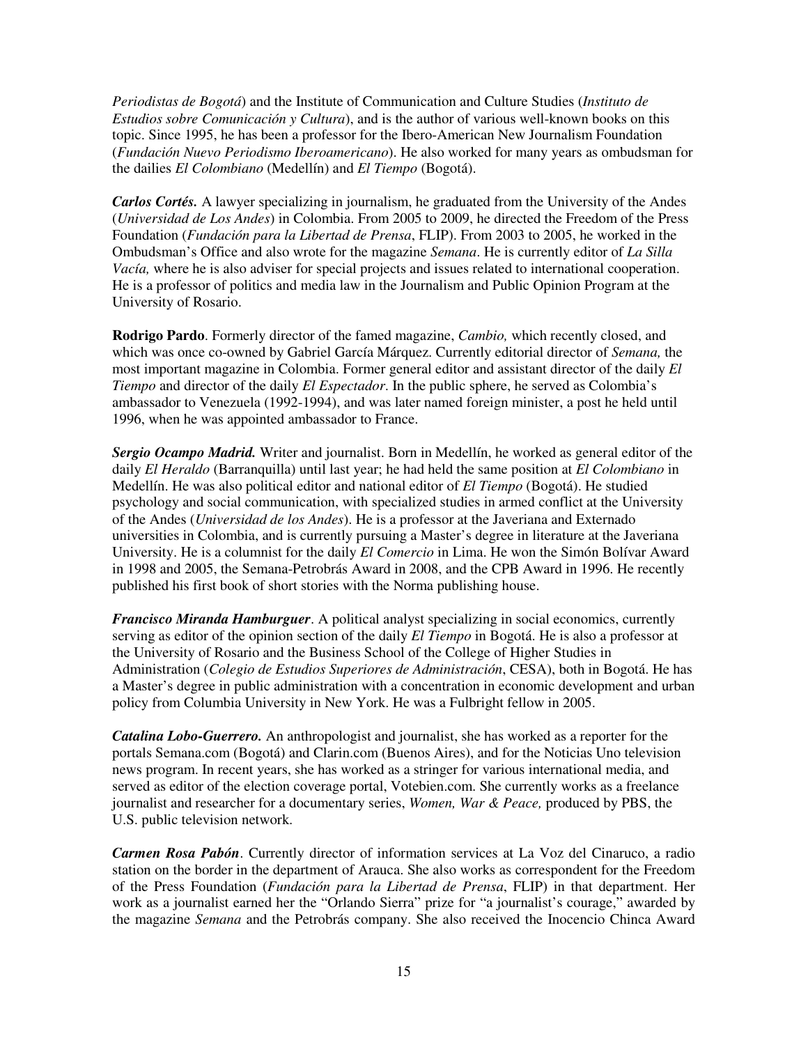*Periodistas de Bogotá*) and the Institute of Communication and Culture Studies (*Instituto de Estudios sobre Comunicación y Cultura*), and is the author of various well-known books on this topic. Since 1995, he has been a professor for the Ibero-American New Journalism Foundation (*Fundación Nuevo Periodismo Iberoamericano*). He also worked for many years as ombudsman for the dailies *El Colombiano* (Medellín) and *El Tiempo* (Bogotá).

***Carlos Cortés.*** A lawyer specializing in journalism, he graduated from the University of the Andes (*Universidad de Los Andes*) in Colombia. From 2005 to 2009, he directed the Freedom of the Press Foundation (*Fundación para la Libertad de Prensa*, FLIP). From 2003 to 2005, he worked in the Ombudsman's Office and also wrote for the magazine *Semana*. He is currently editor of *La Silla Vacía,* where he is also adviser for special projects and issues related to international cooperation. He is a professor of politics and media law in the Journalism and Public Opinion Program at the University of Rosario.

**Rodrigo Pardo**. Formerly director of the famed magazine, *Cambio,* which recently closed, and which was once co-owned by Gabriel García Márquez. Currently editorial director of *Semana,* the most important magazine in Colombia. Former general editor and assistant director of the daily *El Tiempo* and director of the daily *El Espectador*. In the public sphere, he served as Colombia's ambassador to Venezuela (1992-1994), and was later named foreign minister, a post he held until 1996, when he was appointed ambassador to France.

***Sergio Ocampo Madrid.*** Writer and journalist. Born in Medellín, he worked as general editor of the daily *El Heraldo* (Barranquilla) until last year; he had held the same position at *El Colombiano* in Medellín. He was also political editor and national editor of *El Tiempo* (Bogotá). He studied psychology and social communication, with specialized studies in armed conflict at the University of the Andes (*Universidad de los Andes*). He is a professor at the Javeriana and Externado universities in Colombia, and is currently pursuing a Master's degree in literature at the Javeriana University. He is a columnist for the daily *El Comercio* in Lima. He won the Simón Bolívar Award in 1998 and 2005, the Semana-Petrobrás Award in 2008, and the CPB Award in 1996. He recently published his first book of short stories with the Norma publishing house.

***Francisco Miranda Hamburguer***. A political analyst specializing in social economics, currently serving as editor of the opinion section of the daily *El Tiempo* in Bogotá. He is also a professor at the University of Rosario and the Business School of the College of Higher Studies in Administration (*Colegio de Estudios Superiores de Administración*, CESA), both in Bogotá. He has a Master's degree in public administration with a concentration in economic development and urban policy from Columbia University in New York. He was a Fulbright fellow in 2005.

***Catalina Lobo-Guerrero.*** An anthropologist and journalist, she has worked as a reporter for the portals Semana.com (Bogotá) and Clarin.com (Buenos Aires), and for the Noticias Uno television news program. In recent years, she has worked as a stringer for various international media, and served as editor of the election coverage portal, Votebien.com. She currently works as a freelance journalist and researcher for a documentary series, *Women, War & Peace,* produced by PBS, the U.S. public television network.

***Carmen Rosa Pabón***. Currently director of information services at La Voz del Cinaruco, a radio station on the border in the department of Arauca. She also works as correspondent for the Freedom of the Press Foundation (*Fundación para la Libertad de Prensa*, FLIP) in that department. Her work as a journalist earned her the "Orlando Sierra" prize for "a journalist's courage," awarded by the magazine *Semana* and the Petrobrás company. She also received the Inocencio Chinca Award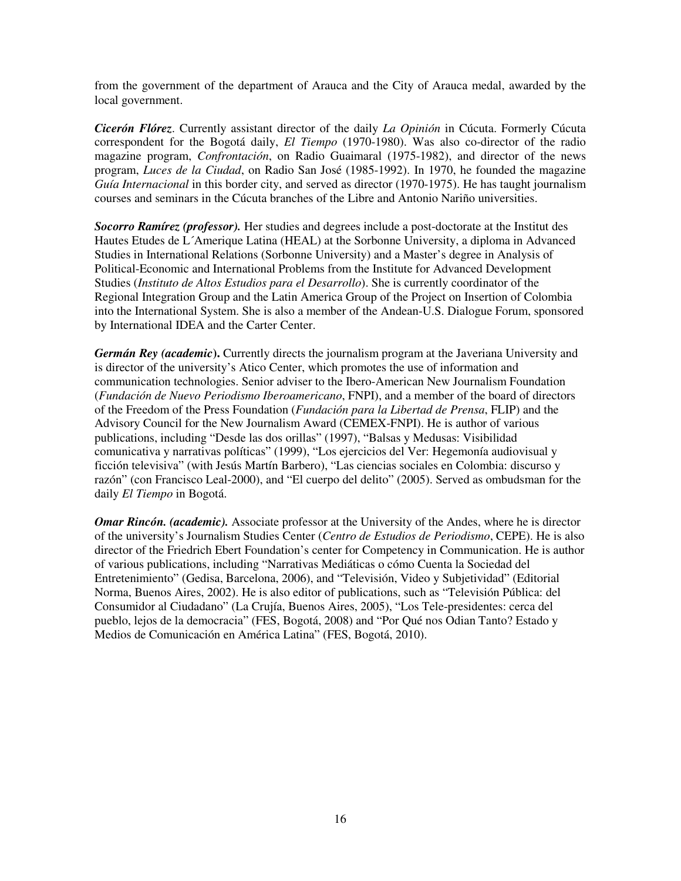from the government of the department of Arauca and the City of Arauca medal, awarded by the local government.

***Cicerón Flórez***. Currently assistant director of the daily *La Opinión* in Cúcuta. Formerly Cúcuta correspondent for the Bogotá daily, *El Tiempo* (1970-1980). Was also co-director of the radio magazine program, *Confrontación*, on Radio Guaimaral (1975-1982), and director of the news program, *Luces de la Ciudad*, on Radio San José (1985-1992). In 1970, he founded the magazine *Guía Internacional* in this border city, and served as director (1970-1975). He has taught journalism courses and seminars in the Cúcuta branches of the Libre and Antonio Nariño universities.

***Socorro Ramírez (professor).*** Her studies and degrees include a post-doctorate at the Institut des Hautes Etudes de L´Amerique Latina (HEAL) at the Sorbonne University, a diploma in Advanced Studies in International Relations (Sorbonne University) and a Master's degree in Analysis of Political-Economic and International Problems from the Institute for Advanced Development Studies (*Instituto de Altos Estudios para el Desarrollo*). She is currently coordinator of the Regional Integration Group and the Latin America Group of the Project on Insertion of Colombia into the International System. She is also a member of the Andean-U.S. Dialogue Forum, sponsored by International IDEA and the Carter Center.

***Germán Rey (academic)*****.** Currently directs the journalism program at the Javeriana University and is director of the university's Atico Center, which promotes the use of information and communication technologies. Senior adviser to the Ibero-American New Journalism Foundation (*Fundación de Nuevo Periodismo Iberoamericano*, FNPI), and a member of the board of directors of the Freedom of the Press Foundation (*Fundación para la Libertad de Prensa*, FLIP) and the Advisory Council for the New Journalism Award (CEMEX-FNPI). He is author of various publications, including "Desde las dos orillas" (1997), "Balsas y Medusas: Visibilidad comunicativa y narrativas políticas" (1999), "Los ejercicios del Ver: Hegemonía audiovisual y ficción televisiva" (with Jesús Martín Barbero), "Las ciencias sociales en Colombia: discurso y razón" (con Francisco Leal-2000), and "El cuerpo del delito" (2005). Served as ombudsman for the daily *El Tiempo* in Bogotá.

***Omar Rincón. (academic).*** Associate professor at the University of the Andes, where he is director of the university's Journalism Studies Center (*Centro de Estudios de Periodismo*, CEPE). He is also director of the Friedrich Ebert Foundation's center for Competency in Communication. He is author of various publications, including "Narrativas Mediáticas o cómo Cuenta la Sociedad del Entretenimiento" (Gedisa, Barcelona, 2006), and "Televisión, Video y Subjetividad" (Editorial Norma, Buenos Aires, 2002). He is also editor of publications, such as "Televisión Pública: del Consumidor al Ciudadano" (La Crujía, Buenos Aires, 2005), "Los Tele-presidentes: cerca del pueblo, lejos de la democracia" (FES, Bogotá, 2008) and "Por Qué nos Odian Tanto? Estado y Medios de Comunicación en América Latina" (FES, Bogotá, 2010).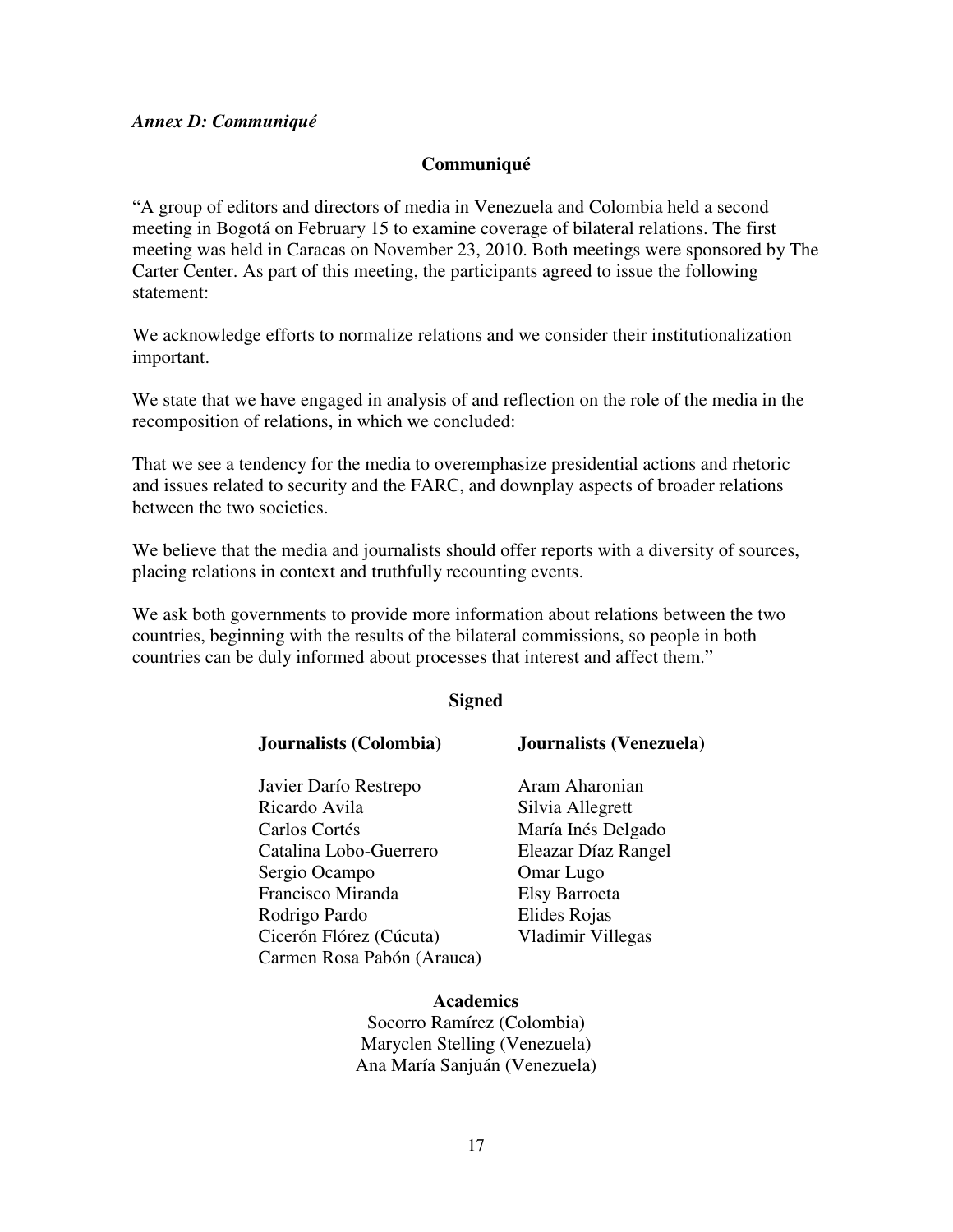***Annex D: Communiqué***

## Communiqué

"A group of editors and directors of media in Venezuela and Colombia held a second meeting in Bogotá on February 15 to examine coverage of bilateral relations. The first meeting was held in Caracas on November 23, 2010. Both meetings were sponsored by The Carter Center. As part of this meeting, the participants agreed to issue the following statement:

We acknowledge efforts to normalize relations and we consider their institutionalization important.

We state that we have engaged in analysis of and reflection on the role of the media in the recomposition of relations, in which we concluded:

That we see a tendency for the media to overemphasize presidential actions and rhetoric and issues related to security and the FARC, and downplay aspects of broader relations between the two societies.

We believe that the media and journalists should offer reports with a diversity of sources, placing relations in context and truthfully recounting events.

We ask both governments to provide more information about relations between the two countries, beginning with the results of the bilateral commissions, so people in both countries can be duly informed about processes that interest and affect them."

**Signed**

| **Journalists (Colombia)** | **Journalists (Venezuela)** |
| --- | --- |
| Javier Darío Restrepo | Aram Aharonian |
| Ricardo Avila | Silvia Allegrett |
| Carlos Cortés | María Inés Delgado |
| Catalina Lobo-Guerrero | Eleazar Díaz Rangel |
| Sergio Ocampo | Omar Lugo |
| Francisco Miranda | Elsy Barroeta |
| Rodrigo Pardo | Elides Rojas |
| Cicerón Flórez (Cúcuta) | Vladimir Villegas |
| Carmen Rosa Pabón (Arauca) | |

**Academics**

Socorro Ramírez (Colombia)
Maryclen Stelling (Venezuela)
Ana María Sanjuán (Venezuela)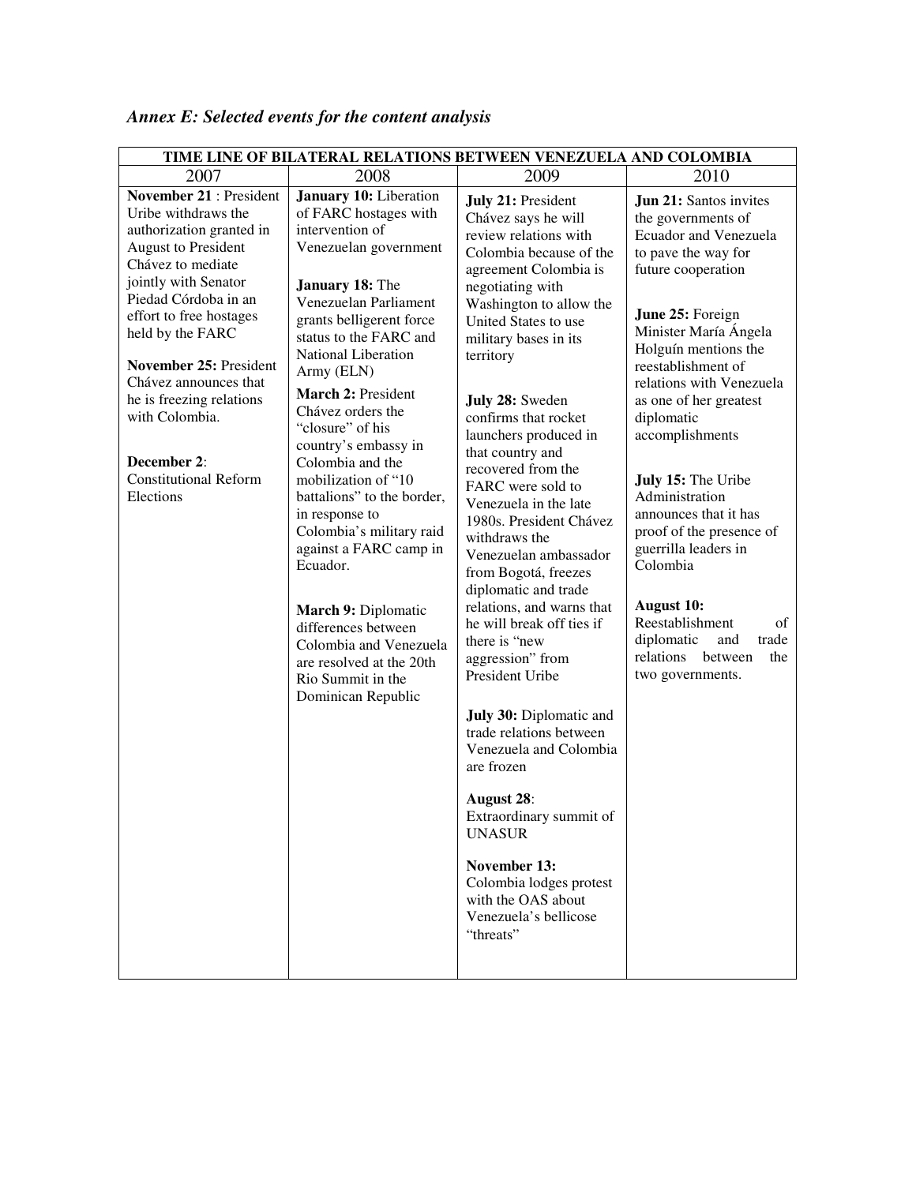*Annex E: Selected events for the content analysis*

| TIME LINE OF BILATERAL RELATIONS BETWEEN VENEZUELA AND COLOMBIA | | | |
|---|---|---|---|
| 2007 | 2008 | 2009 | 2010 |
| **November 21** : President Uribe withdraws the authorization granted in August to President Chávez to mediate jointly with Senator Piedad Córdoba in an effort to free hostages held by the FARC<br><br>**November 25:** President Chávez announces that he is freezing relations with Colombia.<br><br>**December 2**: Constitutional Reform Elections | **January 10:** Liberation of FARC hostages with intervention of Venezuelan government<br><br>**January 18:** The Venezuelan Parliament grants belligerent force status to the FARC and National Liberation Army (ELN)<br><br>**March 2:** President Chávez orders the "closure" of his country's embassy in Colombia and the mobilization of "10 battalions" to the border, in response to Colombia's military raid against a FARC camp in Ecuador.<br><br>**March 9:** Diplomatic differences between Colombia and Venezuela are resolved at the 20th Rio Summit in the Dominican Republic | **July 21:** President Chávez says he will review relations with Colombia because of the agreement Colombia is negotiating with Washington to allow the United States to use military bases in its territory<br><br>**July 28:** Sweden confirms that rocket launchers produced in that country and recovered from the FARC were sold to Venezuela in the late 1980s. President Chávez withdraws the Venezuelan ambassador from Bogotá, freezes diplomatic and trade relations, and warns that he will break off ties if there is "new aggression" from President Uribe<br><br>**July 30:** Diplomatic and trade relations between Venezuela and Colombia are frozen<br><br>**August 28**: Extraordinary summit of UNASUR<br><br>**November 13:** Colombia lodges protest with the OAS about Venezuela's bellicose "threats" | **Jun 21:** Santos invites the governments of Ecuador and Venezuela to pave the way for future cooperation<br><br>**June 25:** Foreign Minister María Ángela Holguín mentions the reestablishment of relations with Venezuela as one of her greatest diplomatic accomplishments<br><br>**July 15:** The Uribe Administration announces that it has proof of the presence of guerrilla leaders in Colombia<br><br>**August 10:** Reestablishment of diplomatic and trade relations between the two governments. |